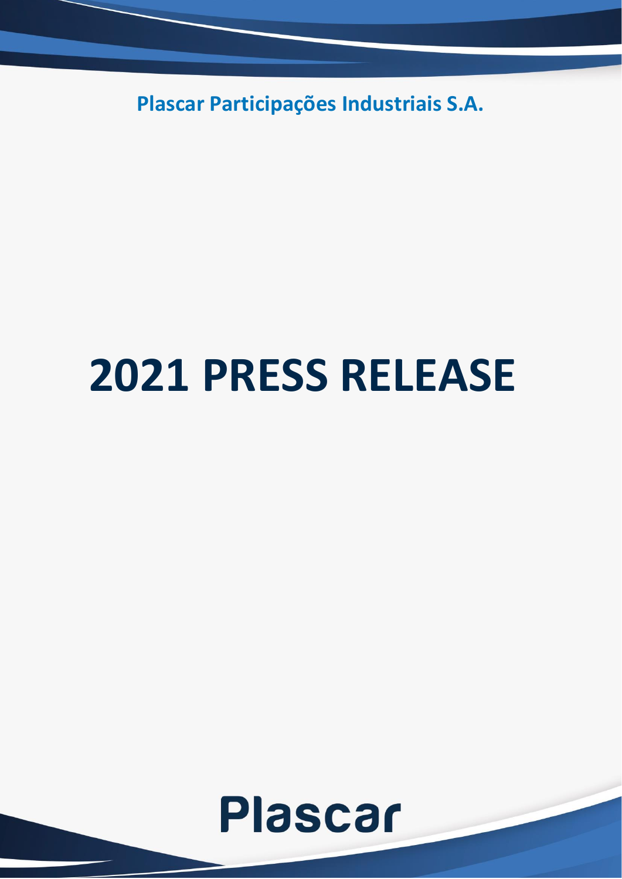Plascar Participações Industriais S.A.

# 2021 PRESS RELEASE

Plascar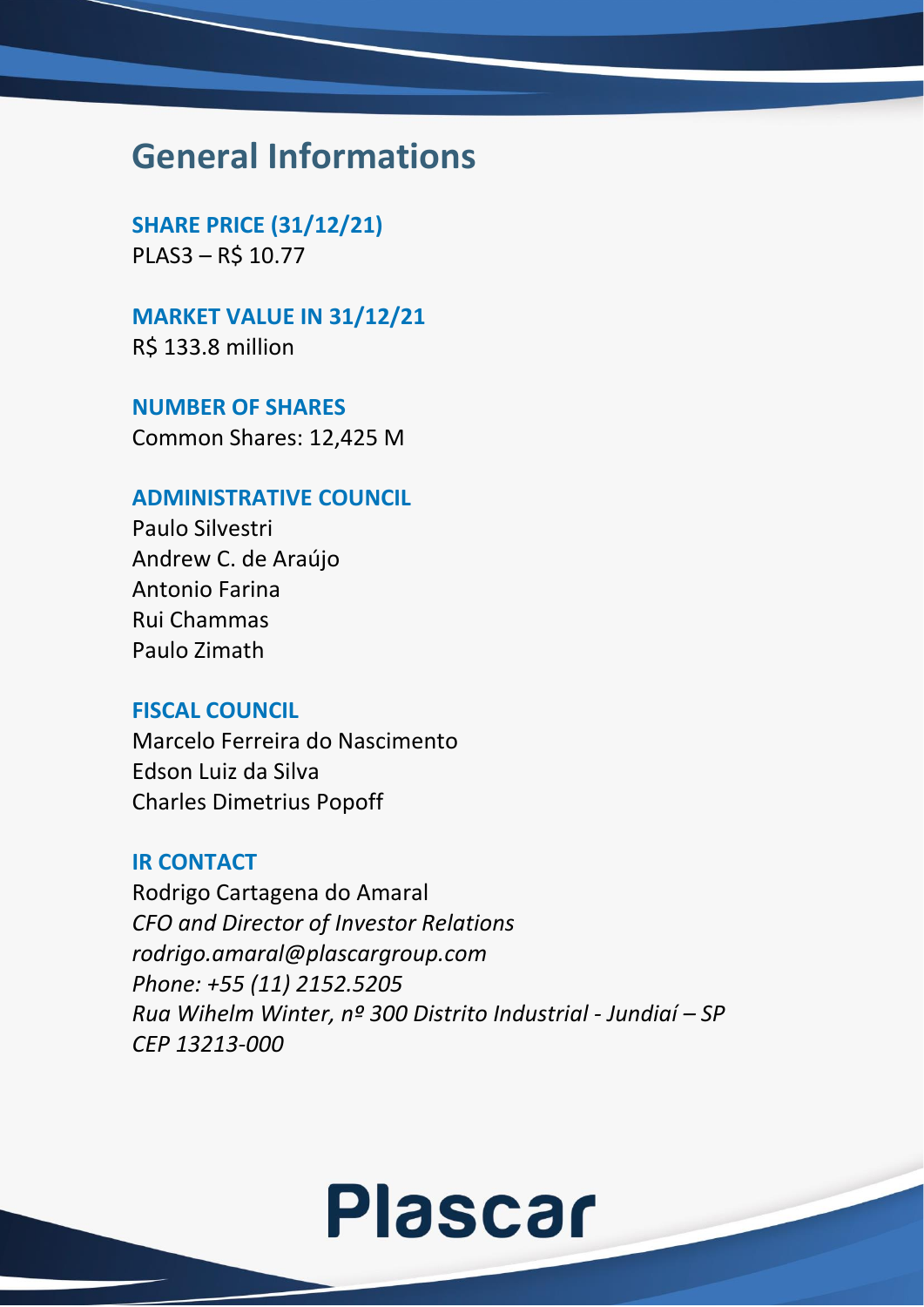# General Informations

**SHARE PRICE (31/12/21)**
PLAS3 – R$ 10.77

**MARKET VALUE IN 31/12/21**
R$ 133.8 million

**NUMBER OF SHARES**
Common Shares: 12,425 M

**ADMINISTRATIVE COUNCIL**
Paulo Silvestri
Andrew C. de Araújo
Antonio Farina
Rui Chammas
Paulo Zimath

**FISCAL COUNCIL**
Marcelo Ferreira do Nascimento
Edson Luiz da Silva
Charles Dimetrius Popoff

**IR CONTACT**
Rodrigo Cartagena do Amaral
*CFO and Director of Investor Relations*
*rodrigo.amaral@plascargroup.com*
*Phone: +55 (11) 2152.5205*
*Rua Wihelm Winter, nº 300 Distrito Industrial - Jundiaí – SP*
*CEP 13213-000*

Plascar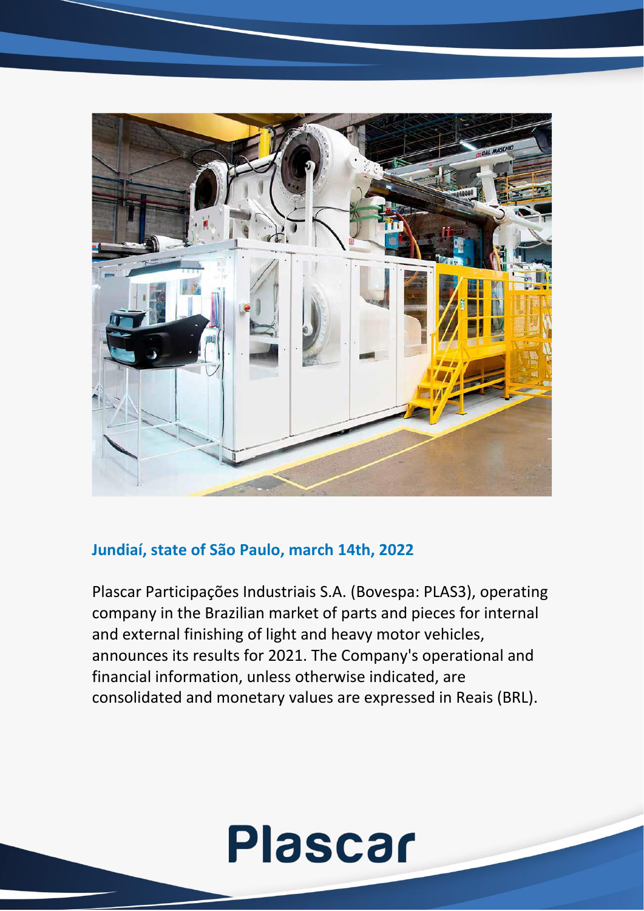**Jundiaí, state of São Paulo, march 14th, 2022**

Plascar Participações Industriais S.A. (Bovespa: PLAS3), operating company in the Brazilian market of parts and pieces for internal and external finishing of light and heavy motor vehicles, announces its results for 2021. The Company's operational and financial information, unless otherwise indicated, are consolidated and monetary values are expressed in Reais (BRL).

Plascar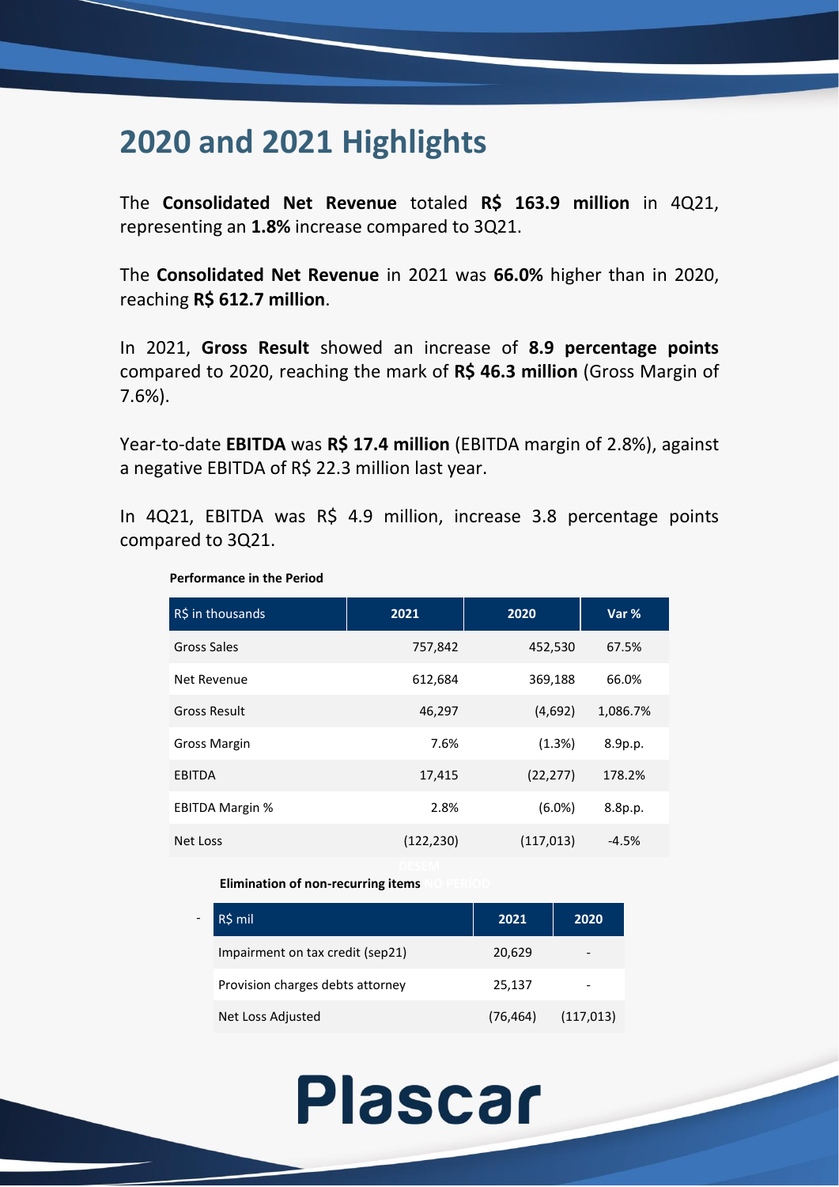# 2020 and 2021 Highlights

The **Consolidated Net Revenue** totaled **R$ 163.9 million** in 4Q21, representing an **1.8%** increase compared to 3Q21.

The **Consolidated Net Revenue** in 2021 was **66.0%** higher than in 2020, reaching **R$ 612.7 million**.

In 2021, **Gross Result** showed an increase of **8.9 percentage points** compared to 2020, reaching the mark of **R$ 46.3 million** (Gross Margin of 7.6%).

Year-to-date **EBITDA** was **R$ 17.4 million** (EBITDA margin of 2.8%), against a negative EBITDA of R$ 22.3 million last year.

In 4Q21, EBITDA was R$ 4.9 million, increase 3.8 percentage points compared to 3Q21.

**Performance in the Period**

| R$ in thousands | 2021 | 2020 | Var % |
|---|---|---|---|
| Gross Sales | 757,842 | 452,530 | 67.5% |
| Net Revenue | 612,684 | 369,188 | 66.0% |
| Gross Result | 46,297 | (4,692) | 1,086.7% |
| Gross Margin | 7.6% | (1.3%) | 8.9p.p. |
| EBITDA | 17,415 | (22,277) | 178.2% |
| EBITDA Margin % | 2.8% | (6.0%) | 8.8p.p. |
| Net Loss | (122,230) | (117,013) | -4.5% |

**Elimination of non-recurring items**

| R$ mil | 2021 | 2020 |
|---|---|---|
| Impairment on tax credit (sep21) | 20,629 | - |
| Provision charges debts attorney | 25,137 | - |
| Net Loss Adjusted | (76,464) | (117,013) |

Plascar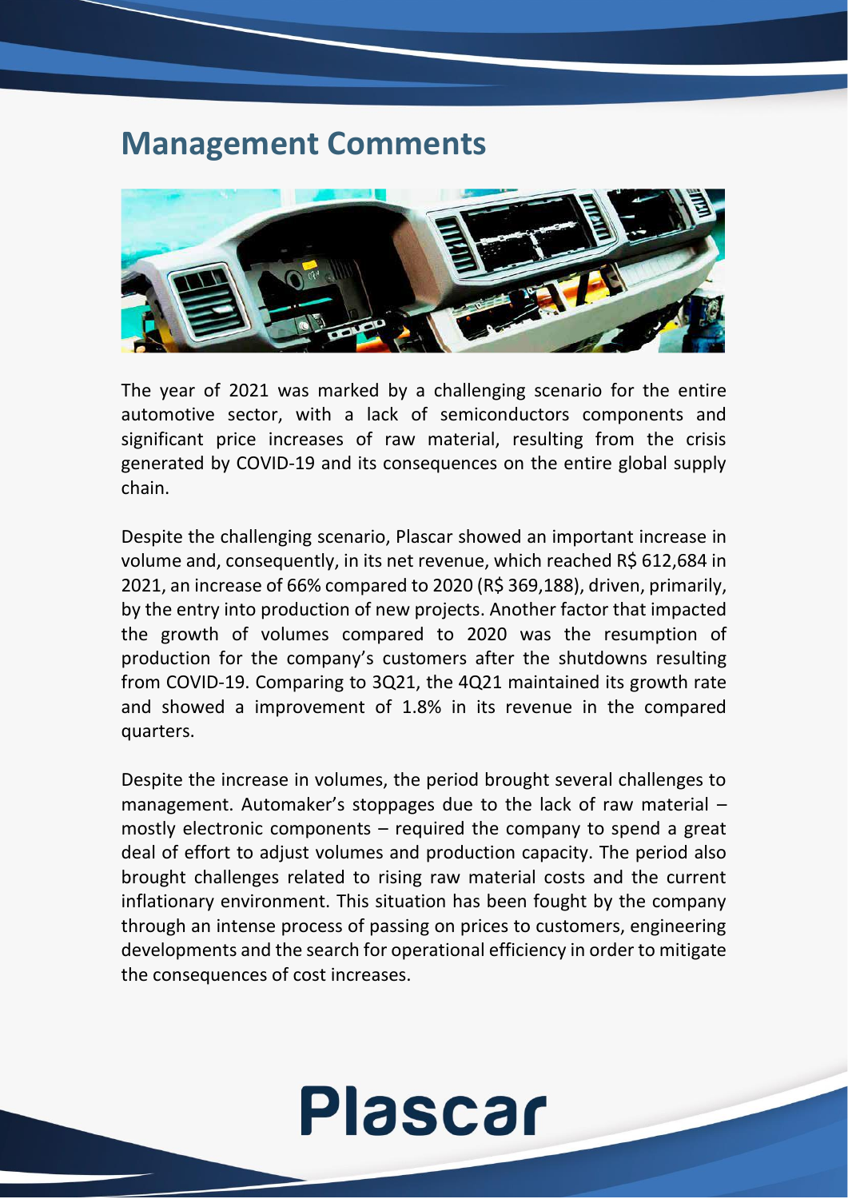# Management Comments

The year of 2021 was marked by a challenging scenario for the entire automotive sector, with a lack of semiconductors components and significant price increases of raw material, resulting from the crisis generated by COVID-19 and its consequences on the entire global supply chain.

Despite the challenging scenario, Plascar showed an important increase in volume and, consequently, in its net revenue, which reached R$ 612,684 in 2021, an increase of 66% compared to 2020 (R$ 369,188), driven, primarily, by the entry into production of new projects. Another factor that impacted the growth of volumes compared to 2020 was the resumption of production for the company's customers after the shutdowns resulting from COVID-19. Comparing to 3Q21, the 4Q21 maintained its growth rate and showed a improvement of 1.8% in its revenue in the compared quarters.

Despite the increase in volumes, the period brought several challenges to management. Automaker's stoppages due to the lack of raw material – mostly electronic components – required the company to spend a great deal of effort to adjust volumes and production capacity. The period also brought challenges related to rising raw material costs and the current inflationary environment. This situation has been fought by the company through an intense process of passing on prices to customers, engineering developments and the search for operational efficiency in order to mitigate the consequences of cost increases.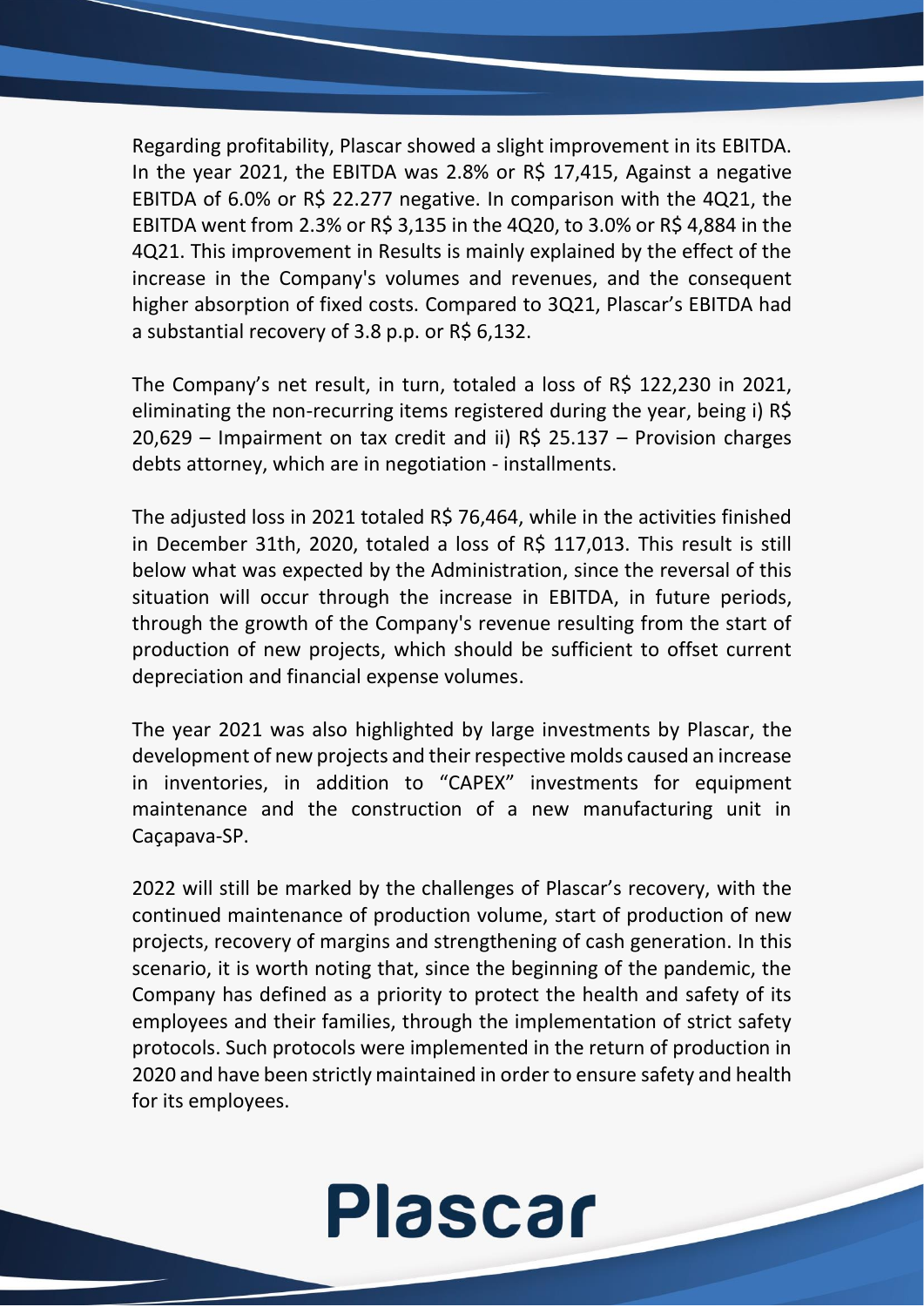Regarding profitability, Plascar showed a slight improvement in its EBITDA. In the year 2021, the EBITDA was 2.8% or R$ 17,415, Against a negative EBITDA of 6.0% or R$ 22.277 negative. In comparison with the 4Q21, the EBITDA went from 2.3% or R$ 3,135 in the 4Q20, to 3.0% or R$ 4,884 in the 4Q21. This improvement in Results is mainly explained by the effect of the increase in the Company's volumes and revenues, and the consequent higher absorption of fixed costs. Compared to 3Q21, Plascar's EBITDA had a substantial recovery of 3.8 p.p. or R$ 6,132.

The Company's net result, in turn, totaled a loss of R$ 122,230 in 2021, eliminating the non-recurring items registered during the year, being i) R$ 20,629 – Impairment on tax credit and ii) R$ 25.137 – Provision charges debts attorney, which are in negotiation - installments.

The adjusted loss in 2021 totaled R$ 76,464, while in the activities finished in December 31th, 2020, totaled a loss of R$ 117,013. This result is still below what was expected by the Administration, since the reversal of this situation will occur through the increase in EBITDA, in future periods, through the growth of the Company's revenue resulting from the start of production of new projects, which should be sufficient to offset current depreciation and financial expense volumes.

The year 2021 was also highlighted by large investments by Plascar, the development of new projects and their respective molds caused an increase in inventories, in addition to "CAPEX" investments for equipment maintenance and the construction of a new manufacturing unit in Caçapava-SP.

2022 will still be marked by the challenges of Plascar's recovery, with the continued maintenance of production volume, start of production of new projects, recovery of margins and strengthening of cash generation. In this scenario, it is worth noting that, since the beginning of the pandemic, the Company has defined as a priority to protect the health and safety of its employees and their families, through the implementation of strict safety protocols. Such protocols were implemented in the return of production in 2020 and have been strictly maintained in order to ensure safety and health for its employees.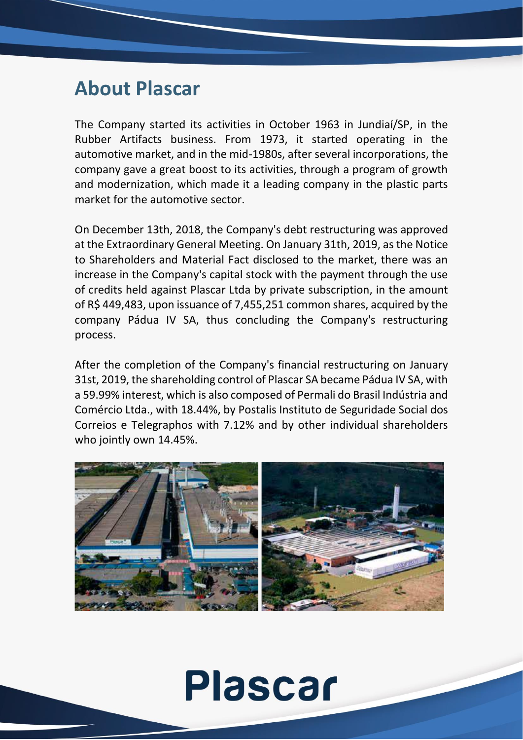# About Plascar

The Company started its activities in October 1963 in Jundiaí/SP, in the Rubber Artifacts business. From 1973, it started operating in the automotive market, and in the mid-1980s, after several incorporations, the company gave a great boost to its activities, through a program of growth and modernization, which made it a leading company in the plastic parts market for the automotive sector.

On December 13th, 2018, the Company's debt restructuring was approved at the Extraordinary General Meeting. On January 31th, 2019, as the Notice to Shareholders and Material Fact disclosed to the market, there was an increase in the Company's capital stock with the payment through the use of credits held against Plascar Ltda by private subscription, in the amount of R$ 449,483, upon issuance of 7,455,251 common shares, acquired by the company Pádua IV SA, thus concluding the Company's restructuring process.

After the completion of the Company's financial restructuring on January 31st, 2019, the shareholding control of Plascar SA became Pádua IV SA, with a 59.99% interest, which is also composed of Permali do Brasil Indústria and Comércio Ltda., with 18.44%, by Postalis Instituto de Seguridade Social dos Correios e Telegraphos with 7.12% and by other individual shareholders who jointly own 14.45%.

Plascar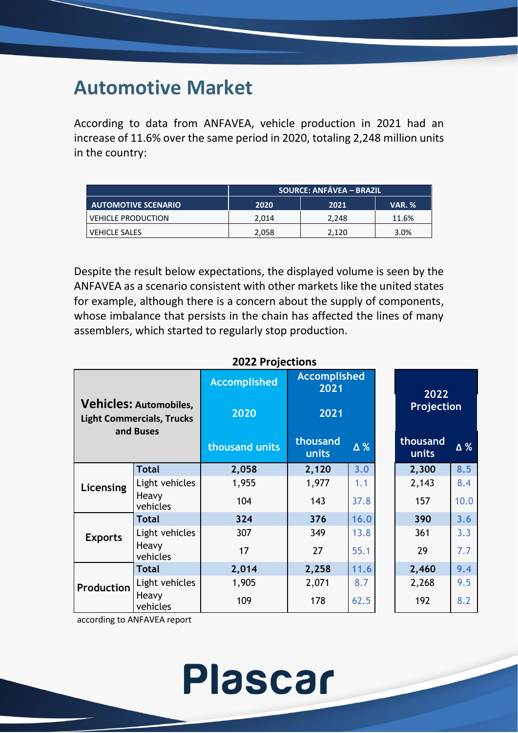# Automotive Market

According to data from ANFAVEA, vehicle production in 2021 had an increase of 11.6% over the same period in 2020, totaling 2,248 million units in the country:

| | SOURCE: ANFÁVEA – BRAZIL | | |
|---|---|---|---|
| **AUTOMOTIVE SCENARIO** | **2020** | **2021** | **VAR. %** |
| VEHICLE PRODUCTION | 2,014 | 2,248 | 11.6% |
| VEHICLE SALES | 2,058 | 2,120 | 3.0% |

Despite the result below expectations, the displayed volume is seen by the ANFAVEA as a scenario consistent with other markets like the united states for example, although there is a concern about the supply of components, whose imbalance that persists in the chain has affected the lines of many assemblers, which started to regularly stop production.

**2022 Projections**

| **Vehicles:** Automobiles, Light Commercials, Trucks and Buses | | Accomplished 2020 | Accomplished 2021 | | 2022 Projection | |
|---|---|---|---|---|---|---|
| | | thousand units | thousand units | Δ % | thousand units | Δ % |
| **Licensing** | **Total** | **2,058** | **2,120** | **3.0** | **2,300** | **8.5** |
| | Light vehicles | 1,955 | 1,977 | 1.1 | 2,143 | 8.4 |
| | Heavy vehicles | 104 | 143 | 37.8 | 157 | 10.0 |
| **Exports** | **Total** | **324** | **376** | **16.0** | **390** | **3.6** |
| | Light vehicles | 307 | 349 | 13.8 | 361 | 3.3 |
| | Heavy vehicles | 17 | 27 | 55.1 | 29 | 7.7 |
| **Production** | **Total** | **2,014** | **2,258** | **11.6** | **2,460** | **9.4** |
| | Light vehicles | 1,905 | 2,071 | 8.7 | 2,268 | 9.5 |
| | Heavy vehicles | 109 | 178 | 62.5 | 192 | 8.2 |

according to ANFAVEA report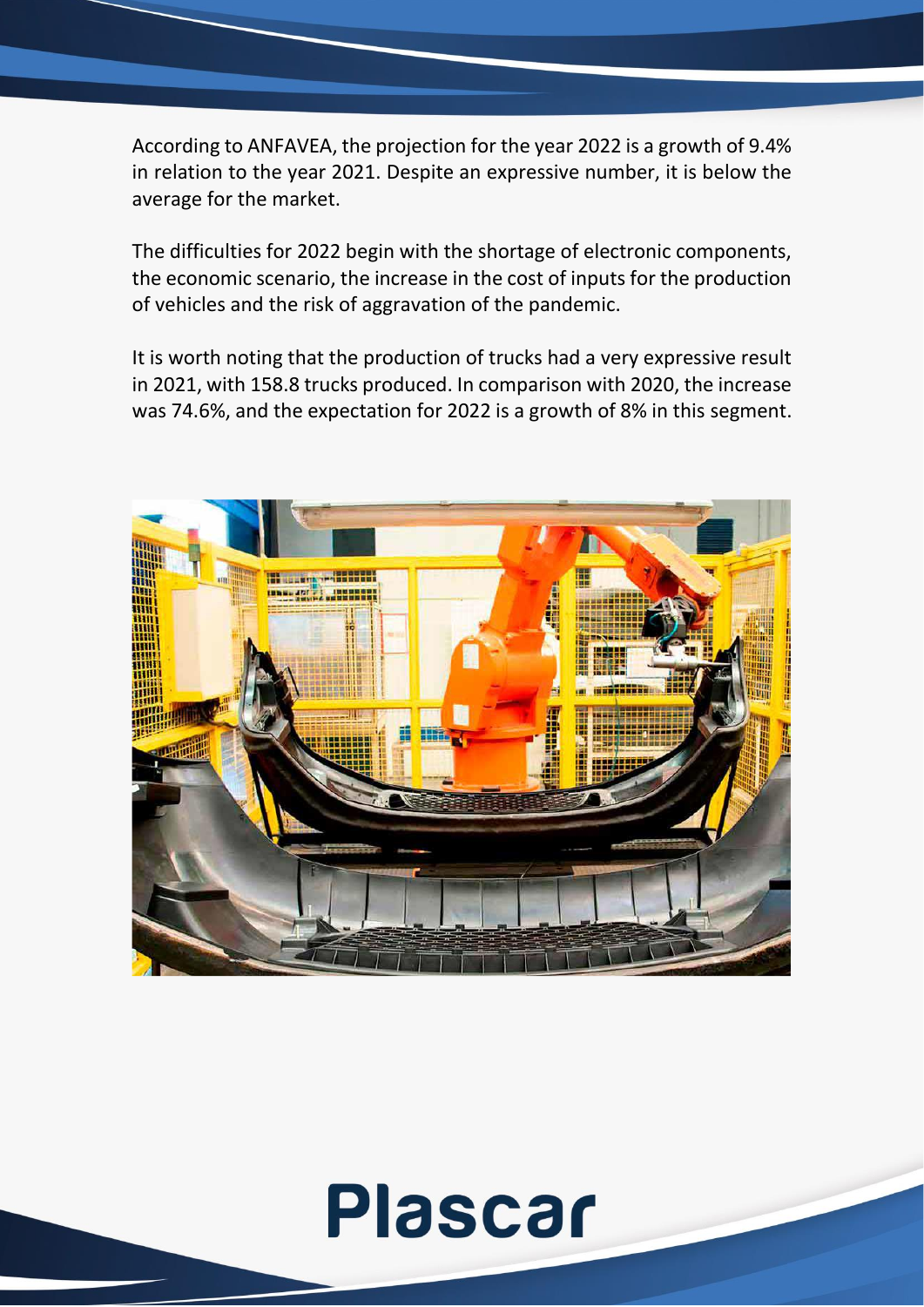According to ANFAVEA, the projection for the year 2022 is a growth of 9.4% in relation to the year 2021. Despite an expressive number, it is below the average for the market.

The difficulties for 2022 begin with the shortage of electronic components, the economic scenario, the increase in the cost of inputs for the production of vehicles and the risk of aggravation of the pandemic.

It is worth noting that the production of trucks had a very expressive result in 2021, with 158.8 trucks produced. In comparison with 2020, the increase was 74.6%, and the expectation for 2022 is a growth of 8% in this segment.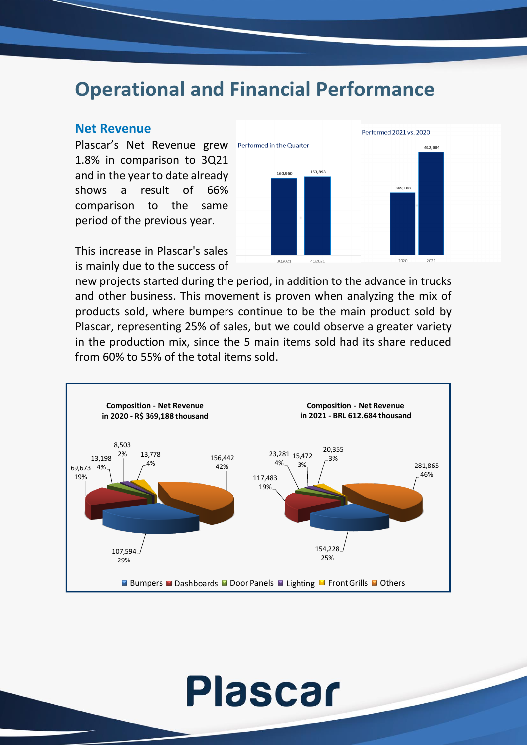# Operational and Financial Performance

## Net Revenue

Plascar's Net Revenue grew 1.8% in comparison to 3Q21 and in the year to date already shows a result of 66% comparison to the same period of the previous year.

This increase in Plascar's sales is mainly due to the success of new projects started during the period, in addition to the advance in trucks and other business. This movement is proven when analyzing the mix of products sold, where bumpers continue to be the main product sold by Plascar, representing 25% of sales, but we could observe a greater variety in the production mix, since the 5 main items sold had its share reduced from 60% to 55% of the total items sold.

**Performed in the Quarter**

| 3Q2021 | 4Q2021 |
|---|---|
| 160,960 | 163,893 |

**Performed 2021 vs. 2020**

| 2020 | 2021 |
|---|---|
| 369,188 | 612,684 |

**Composition - Net Revenue in 2020 - R$ 369,188 thousand**

**Composition - Net Revenue in 2021 - BRL 612.684 thousand**

| Item | 2020 | % | 2021 | % |
|---|---|---|---|---|
| Bumpers | 107,594 | 29% | 154,228 | 25% |
| Dashboards | 69,673 | 19% | 117,483 | 19% |
| Door Panels | 13,198 | 4% | 23,281 | 4% |
| Lighting | 8,503 | 2% | 15,472 | 3% |
| Front Grills | 13,778 | 4% | 20,355 | 3% |
| Others | 156,442 | 42% | 281,865 | 46% |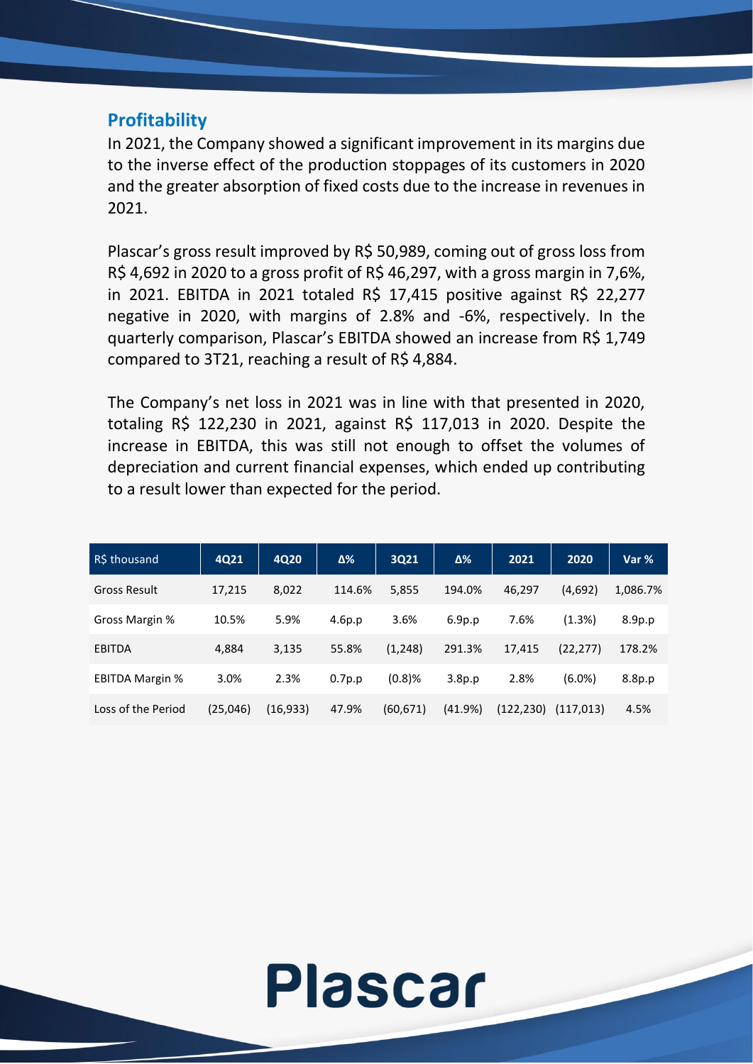## Profitability

In 2021, the Company showed a significant improvement in its margins due to the inverse effect of the production stoppages of its customers in 2020 and the greater absorption of fixed costs due to the increase in revenues in 2021.

Plascar's gross result improved by R$ 50,989, coming out of gross loss from R$ 4,692 in 2020 to a gross profit of R$ 46,297, with a gross margin in 7,6%, in 2021. EBITDA in 2021 totaled R$ 17,415 positive against R$ 22,277 negative in 2020, with margins of 2.8% and -6%, respectively. In the quarterly comparison, Plascar's EBITDA showed an increase from R$ 1,749 compared to 3T21, reaching a result of R$ 4,884.

The Company's net loss in 2021 was in line with that presented in 2020, totaling R$ 122,230 in 2021, against R$ 117,013 in 2020. Despite the increase in EBITDA, this was still not enough to offset the volumes of depreciation and current financial expenses, which ended up contributing to a result lower than expected for the period.

| R$ thousand | 4Q21 | 4Q20 | Δ% | 3Q21 | Δ% | 2021 | 2020 | Var % |
|---|---|---|---|---|---|---|---|---|
| Gross Result | 17,215 | 8,022 | 114.6% | 5,855 | 194.0% | 46,297 | (4,692) | 1,086.7% |
| Gross Margin % | 10.5% | 5.9% | 4.6p.p | 3.6% | 6.9p.p | 7.6% | (1.3%) | 8.9p.p |
| EBITDA | 4,884 | 3,135 | 55.8% | (1,248) | 291.3% | 17,415 | (22,277) | 178.2% |
| EBITDA Margin % | 3.0% | 2.3% | 0.7p.p | (0.8)% | 3.8p.p | 2.8% | (6.0%) | 8.8p.p |
| Loss of the Period | (25,046) | (16,933) | 47.9% | (60,671) | (41.9%) | (122,230) | (117,013) | 4.5% |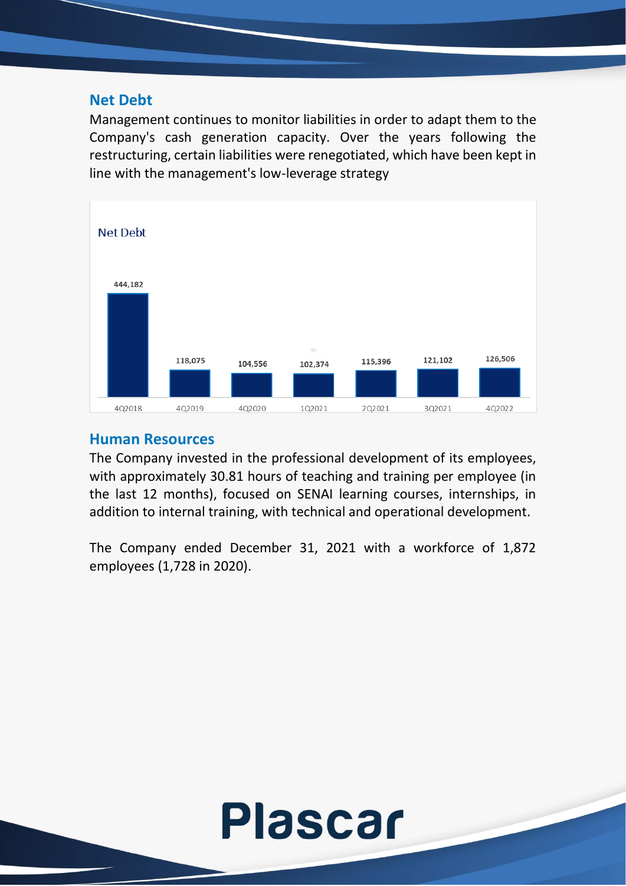## Net Debt

Management continues to monitor liabilities in order to adapt them to the Company's cash generation capacity. Over the years following the restructuring, certain liabilities were renegotiated, which have been kept in line with the management's low-leverage strategy

Net Debt

| 4Q2018 | 4Q2019 | 4Q2020 | 1Q2021 | 2Q2021 | 3Q2021 | 4Q2022 |
|---|---|---|---|---|---|---|
| 444,182 | 118,075 | 104,556 | 102,374 | 115,396 | 121,102 | 126,506 |

## Human Resources

The Company invested in the professional development of its employees, with approximately 30.81 hours of teaching and training per employee (in the last 12 months), focused on SENAI learning courses, internships, in addition to internal training, with technical and operational development.

The Company ended December 31, 2021 with a workforce of 1,872 employees (1,728 in 2020).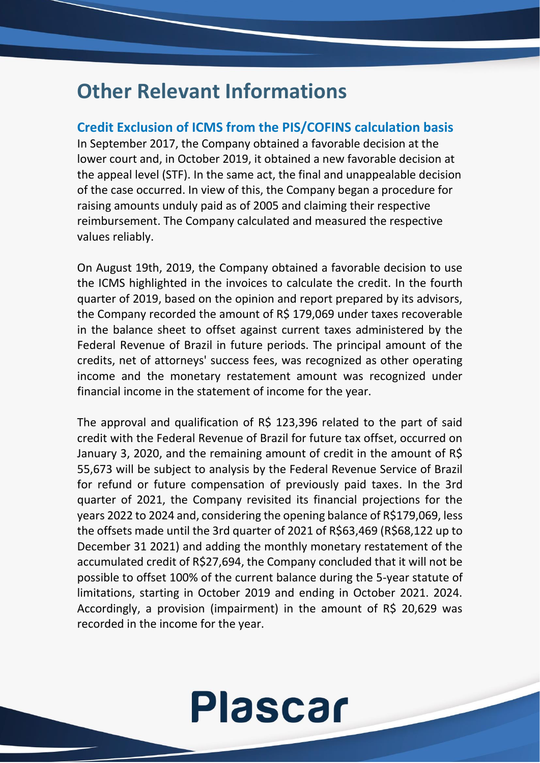# Other Relevant Informations

## Credit Exclusion of ICMS from the PIS/COFINS calculation basis

In September 2017, the Company obtained a favorable decision at the lower court and, in October 2019, it obtained a new favorable decision at the appeal level (STF). In the same act, the final and unappealable decision of the case occurred. In view of this, the Company began a procedure for raising amounts unduly paid as of 2005 and claiming their respective reimbursement. The Company calculated and measured the respective values reliably.

On August 19th, 2019, the Company obtained a favorable decision to use the ICMS highlighted in the invoices to calculate the credit. In the fourth quarter of 2019, based on the opinion and report prepared by its advisors, the Company recorded the amount of R$ 179,069 under taxes recoverable in the balance sheet to offset against current taxes administered by the Federal Revenue of Brazil in future periods. The principal amount of the credits, net of attorneys' success fees, was recognized as other operating income and the monetary restatement amount was recognized under financial income in the statement of income for the year.

The approval and qualification of R$ 123,396 related to the part of said credit with the Federal Revenue of Brazil for future tax offset, occurred on January 3, 2020, and the remaining amount of credit in the amount of R$ 55,673 will be subject to analysis by the Federal Revenue Service of Brazil for refund or future compensation of previously paid taxes. In the 3rd quarter of 2021, the Company revisited its financial projections for the years 2022 to 2024 and, considering the opening balance of R$179,069, less the offsets made until the 3rd quarter of 2021 of R$63,469 (R$68,122 up to December 31 2021) and adding the monthly monetary restatement of the accumulated credit of R$27,694, the Company concluded that it will not be possible to offset 100% of the current balance during the 5-year statute of limitations, starting in October 2019 and ending in October 2021. 2024. Accordingly, a provision (impairment) in the amount of R$ 20,629 was recorded in the income for the year.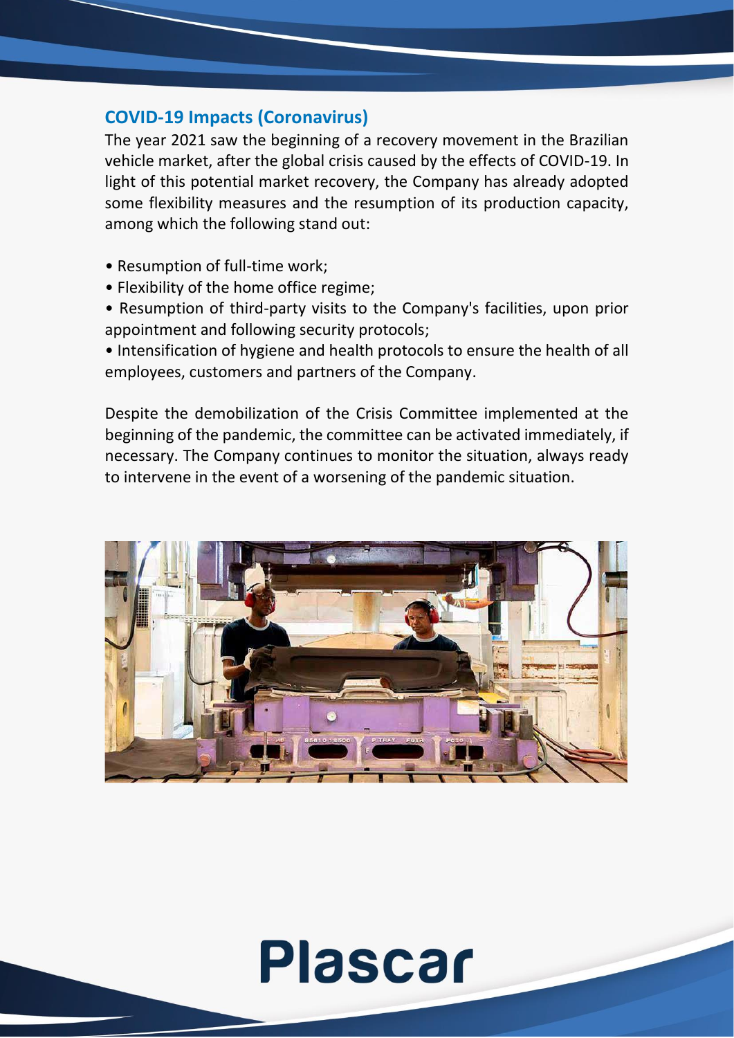## COVID-19 Impacts (Coronavirus)

The year 2021 saw the beginning of a recovery movement in the Brazilian vehicle market, after the global crisis caused by the effects of COVID-19. In light of this potential market recovery, the Company has already adopted some flexibility measures and the resumption of its production capacity, among which the following stand out:

- Resumption of full-time work;
- Flexibility of the home office regime;
- Resumption of third-party visits to the Company's facilities, upon prior appointment and following security protocols;
- Intensification of hygiene and health protocols to ensure the health of all employees, customers and partners of the Company.

Despite the demobilization of the Crisis Committee implemented at the beginning of the pandemic, the committee can be activated immediately, if necessary. The Company continues to monitor the situation, always ready to intervene in the event of a worsening of the pandemic situation.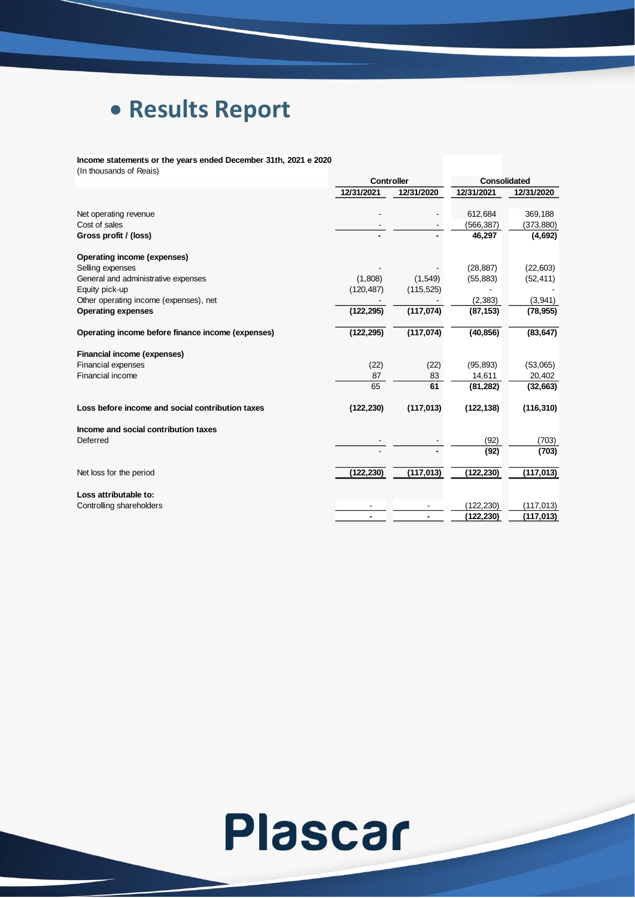# • Results Report

**Income statements or the years ended December 31th, 2021 e 2020**
(In thousands of Reais)

| | Controller | | Consolidated | |
|---|---|---|---|---|
| | 12/31/2021 | 12/31/2020 | 12/31/2021 | 12/31/2020 |
| Net operating revenue | - | - | 612,684 | 369,188 |
| Cost of sales | - | - | (566,387) | (373,880) |
| **Gross profit / (loss)** | **-** | **-** | **46,297** | **(4,692)** |
| **Operating income (expenses)** | | | | |
| Selling expenses | - | - | (28,887) | (22,603) |
| General and administrative expenses | (1,808) | (1,549) | (55,883) | (52,411) |
| Equity pick-up | (120,487) | (115,525) | - | - |
| Other operating income (expenses), net | - | - | (2,383) | (3,941) |
| **Operating expenses** | **(122,295)** | **(117,074)** | **(87,153)** | **(78,955)** |
| **Operating income before finance income (expenses)** | **(122,295)** | **(117,074)** | **(40,856)** | **(83,647)** |
| **Financial income (expenses)** | | | | |
| Financial expenses | (22) | (22) | (95,893) | (53,065) |
| Financial income | 87 | 83 | 14,611 | 20,402 |
| | 65 | **61** | **(81,282)** | **(32,663)** |
| **Loss before income and social contribution taxes** | **(122,230)** | **(117,013)** | **(122,138)** | **(116,310)** |
| **Income and social contribution taxes** | | | | |
| Deferred | - | - | (92) | (703) |
| | - | **-** | **(92)** | **(703)** |
| Net loss for the period | **(122,230)** | **(117,013)** | **(122,230)** | **(117,013)** |
| **Loss attributable to:** | | | | |
| Controlling shareholders | - | - | (122,230) | (117,013) |
| | **-** | **-** | **(122,230)** | **(117,013)** |

Plascar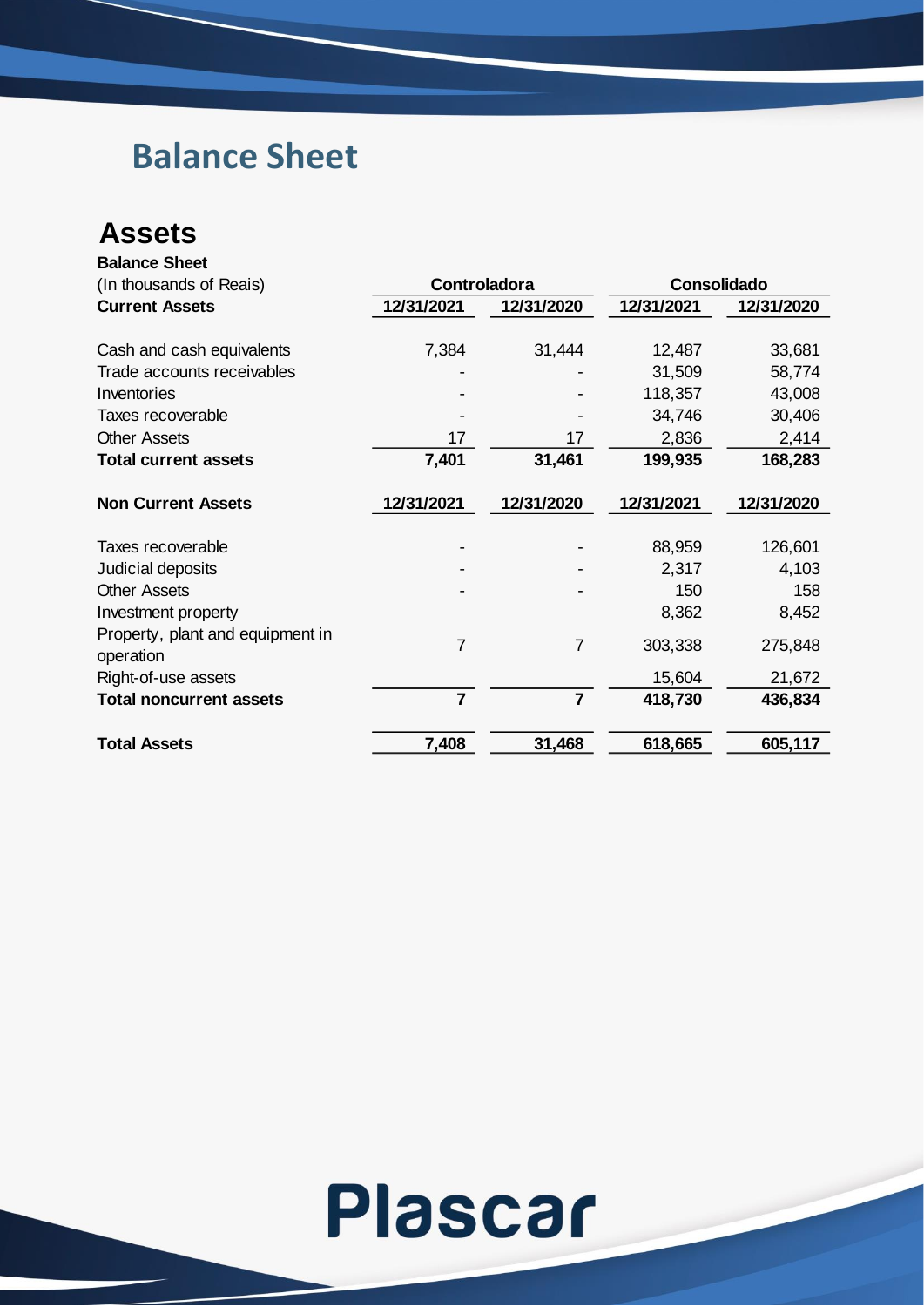# Balance Sheet

## Assets

**Balance Sheet**

| (In thousands of Reais) | Controladora | | Consolidado | |
|---|---|---|---|---|
| **Current Assets** | **12/31/2021** | **12/31/2020** | **12/31/2021** | **12/31/2020** |
| Cash and cash equivalents | 7,384 | 31,444 | 12,487 | 33,681 |
| Trade accounts receivables | - | - | 31,509 | 58,774 |
| Inventories | - | - | 118,357 | 43,008 |
| Taxes recoverable | - | - | 34,746 | 30,406 |
| Other Assets | 17 | 17 | 2,836 | 2,414 |
| **Total current assets** | **7,401** | **31,461** | **199,935** | **168,283** |
| **Non Current Assets** | **12/31/2021** | **12/31/2020** | **12/31/2021** | **12/31/2020** |
| Taxes recoverable | - | - | 88,959 | 126,601 |
| Judicial deposits | - | - | 2,317 | 4,103 |
| Other Assets | - | - | 150 | 158 |
| Investment property | | | 8,362 | 8,452 |
| Property, plant and equipment in operation | 7 | 7 | 303,338 | 275,848 |
| Right-of-use assets | | | 15,604 | 21,672 |
| **Total noncurrent assets** | **7** | **7** | **418,730** | **436,834** |
| **Total Assets** | **7,408** | **31,468** | **618,665** | **605,117** |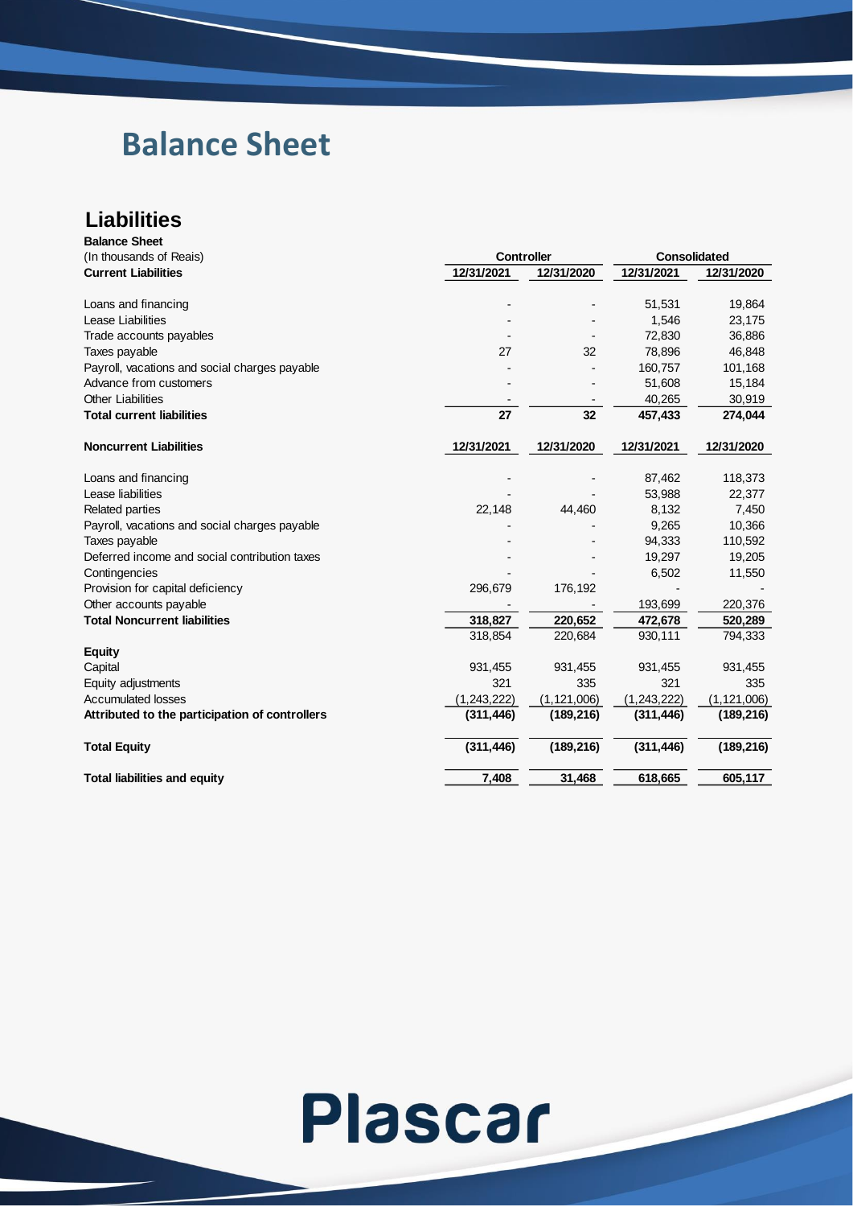# Balance Sheet

## Liabilities

| **Balance Sheet** | | | | |
|---|---|---|---|---|
| (In thousands of Reais) | **Controller** | | **Consolidated** | |
| **Current Liabilities** | **12/31/2021** | **12/31/2020** | **12/31/2021** | **12/31/2020** |
| Loans and financing | - | - | 51,531 | 19,864 |
| Lease Liabilities | - | - | 1,546 | 23,175 |
| Trade accounts payables | - | - | 72,830 | 36,886 |
| Taxes payable | 27 | 32 | 78,896 | 46,848 |
| Payroll, vacations and social charges payable | - | - | 160,757 | 101,168 |
| Advance from customers | - | - | 51,608 | 15,184 |
| Other Liabilities | - | - | 40,265 | 30,919 |
| **Total current liabilities** | **27** | **32** | **457,433** | **274,044** |
| **Noncurrent Liabilities** | **12/31/2021** | **12/31/2020** | **12/31/2021** | **12/31/2020** |
| Loans and financing | - | - | 87,462 | 118,373 |
| Lease liabilities | - | - | 53,988 | 22,377 |
| Related parties | 22,148 | 44,460 | 8,132 | 7,450 |
| Payroll, vacations and social charges payable | - | - | 9,265 | 10,366 |
| Taxes payable | - | - | 94,333 | 110,592 |
| Deferred income and social contribution taxes | - | - | 19,297 | 19,205 |
| Contingencies | - | - | 6,502 | 11,550 |
| Provision for capital deficiency | 296,679 | 176,192 | - | - |
| Other accounts payable | - | - | 193,699 | 220,376 |
| **Total Noncurrent liabilities** | **318,827** | **220,652** | **472,678** | **520,289** |
| | 318,854 | 220,684 | 930,111 | 794,333 |
| **Equity** | | | | |
| Capital | 931,455 | 931,455 | 931,455 | 931,455 |
| Equity adjustments | 321 | 335 | 321 | 335 |
| Accumulated losses | (1,243,222) | (1,121,006) | (1,243,222) | (1,121,006) |
| **Attributed to the participation of controllers** | **(311,446)** | **(189,216)** | **(311,446)** | **(189,216)** |
| **Total Equity** | **(311,446)** | **(189,216)** | **(311,446)** | **(189,216)** |
| **Total liabilities and equity** | **7,408** | **31,468** | **618,665** | **605,117** |

Plascar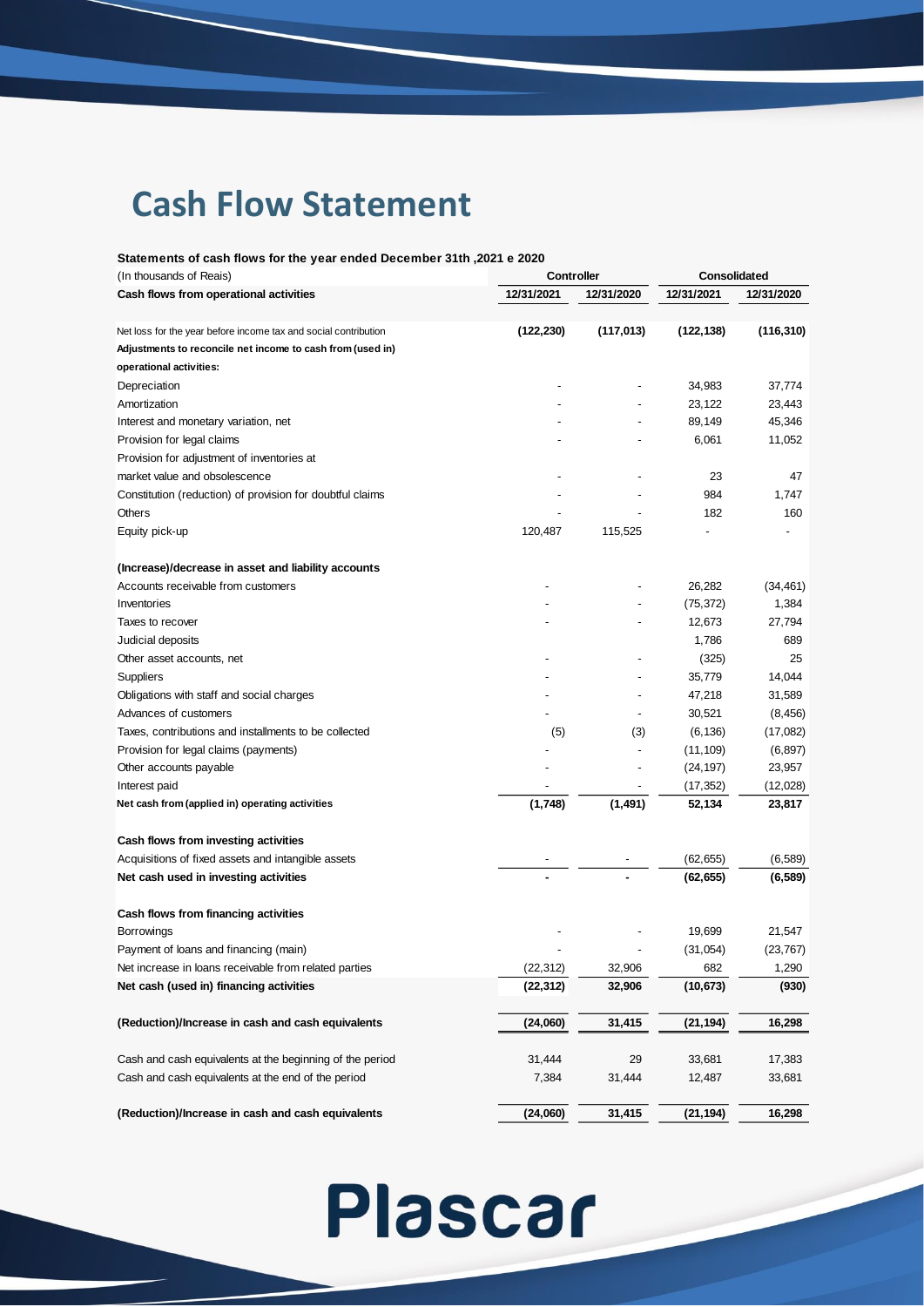# Cash Flow Statement

**Statements of cash flows for the year ended December 31th ,2021 e 2020**

| (In thousands of Reais) | Controller | | Consolidated | |
|---|---|---|---|---|
| **Cash flows from operational activities** | **12/31/2021** | **12/31/2020** | **12/31/2021** | **12/31/2020** |
| Net loss for the year before income tax and social contribution | **(122,230)** | **(117,013)** | **(122,138)** | **(116,310)** |
| **Adjustments to reconcile net income to cash from (used in) operational activities:** | | | | |
| Depreciation | - | - | 34,983 | 37,774 |
| Amortization | - | - | 23,122 | 23,443 |
| Interest and monetary variation, net | - | - | 89,149 | 45,346 |
| Provision for legal claims | - | - | 6,061 | 11,052 |
| Provision for adjustment of inventories at market value and obsolescence | - | - | 23 | 47 |
| Constitution (reduction) of provision for doubtful claims | - | - | 984 | 1,747 |
| Others | - | - | 182 | 160 |
| Equity pick-up | 120,487 | 115,525 | - | - |
| **(Increase)/decrease in asset and liability accounts** | | | | |
| Accounts receivable from customers | - | - | 26,282 | (34,461) |
| Inventories | - | - | (75,372) | 1,384 |
| Taxes to recover | - | - | 12,673 | 27,794 |
| Judicial deposits | | | 1,786 | 689 |
| Other asset accounts, net | - | - | (325) | 25 |
| Suppliers | - | - | 35,779 | 14,044 |
| Obligations with staff and social charges | - | - | 47,218 | 31,589 |
| Advances of customers | - | - | 30,521 | (8,456) |
| Taxes, contributions and installments to be collected | (5) | (3) | (6,136) | (17,082) |
| Provision for legal claims (payments) | - | - | (11,109) | (6,897) |
| Other accounts payable | - | - | (24,197) | 23,957 |
| Interest paid | - | - | (17,352) | (12,028) |
| **Net cash from (applied in) operating activities** | **(1,748)** | **(1,491)** | **52,134** | **23,817** |
| **Cash flows from investing activities** | | | | |
| Acquisitions of fixed assets and intangible assets | - | - | (62,655) | (6,589) |
| **Net cash used in investing activities** | **-** | **-** | **(62,655)** | **(6,589)** |
| **Cash flows from financing activities** | | | | |
| Borrowings | - | - | 19,699 | 21,547 |
| Payment of loans and financing (main) | - | - | (31,054) | (23,767) |
| Net increase in loans receivable from related parties | (22,312) | 32,906 | 682 | 1,290 |
| **Net cash (used in) financing activities** | **(22,312)** | **32,906** | **(10,673)** | **(930)** |
| **(Reduction)/Increase in cash and cash equivalents** | **(24,060)** | **31,415** | **(21,194)** | **16,298** |
| Cash and cash equivalents at the beginning of the period | 31,444 | 29 | 33,681 | 17,383 |
| Cash and cash equivalents at the end of the period | 7,384 | 31,444 | 12,487 | 33,681 |
| **(Reduction)/Increase in cash and cash equivalents** | **(24,060)** | **31,415** | **(21,194)** | **16,298** |

Plascar